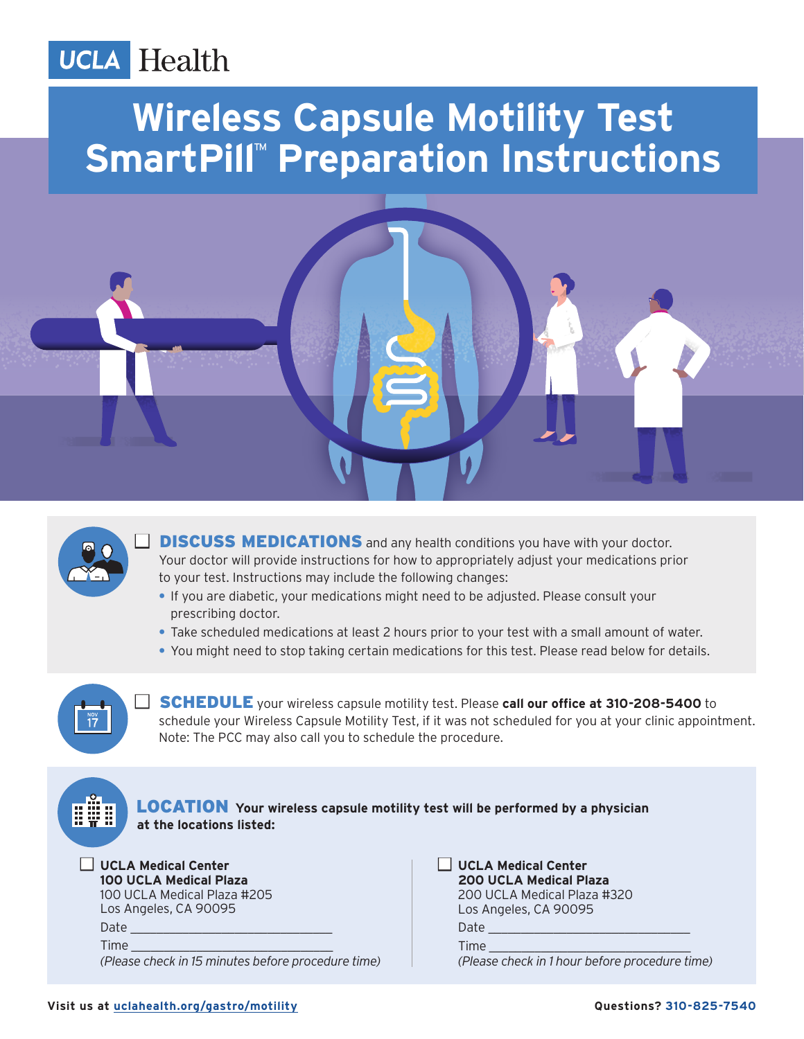UCLA Health

# Wireless Capsule Motility Test SmartPill™ Preparation Instructions

☐ **DISCUSS MEDICATIONS** and any health conditions you have with your doctor. Your doctor will provide instructions for how to appropriately adjust your medications prior to your test. Instructions may include the following changes:

- If you are diabetic, your medications might need to be adjusted. Please consult your prescribing doctor.
- Take scheduled medications at least 2 hours prior to your test with a small amount of water.
- You might need to stop taking certain medications for this test. Please read below for details.

☐ **SCHEDULE** your wireless capsule motility test. Please **call our office at 310-208-5400** to schedule your Wireless Capsule Motility Test, if it was not scheduled for you at your clinic appointment. Note: The PCC may also call you to schedule the procedure.

**LOCATION** **Your wireless capsule motility test will be performed by a physician at the locations listed:**

☐ **UCLA Medical Center**
**100 UCLA Medical Plaza**
100 UCLA Medical Plaza #205
Los Angeles, CA 90095
Date ______________________________
Time ______________________________
*(Please check in 15 minutes before procedure time)*

☐ **UCLA Medical Center**
**200 UCLA Medical Plaza**
200 UCLA Medical Plaza #320
Los Angeles, CA 90095
Date ______________________________
Time ______________________________
*(Please check in 1 hour before procedure time)*

**Visit us at** uclahealth.org/gastro/motility

**Questions?** 310-825-7540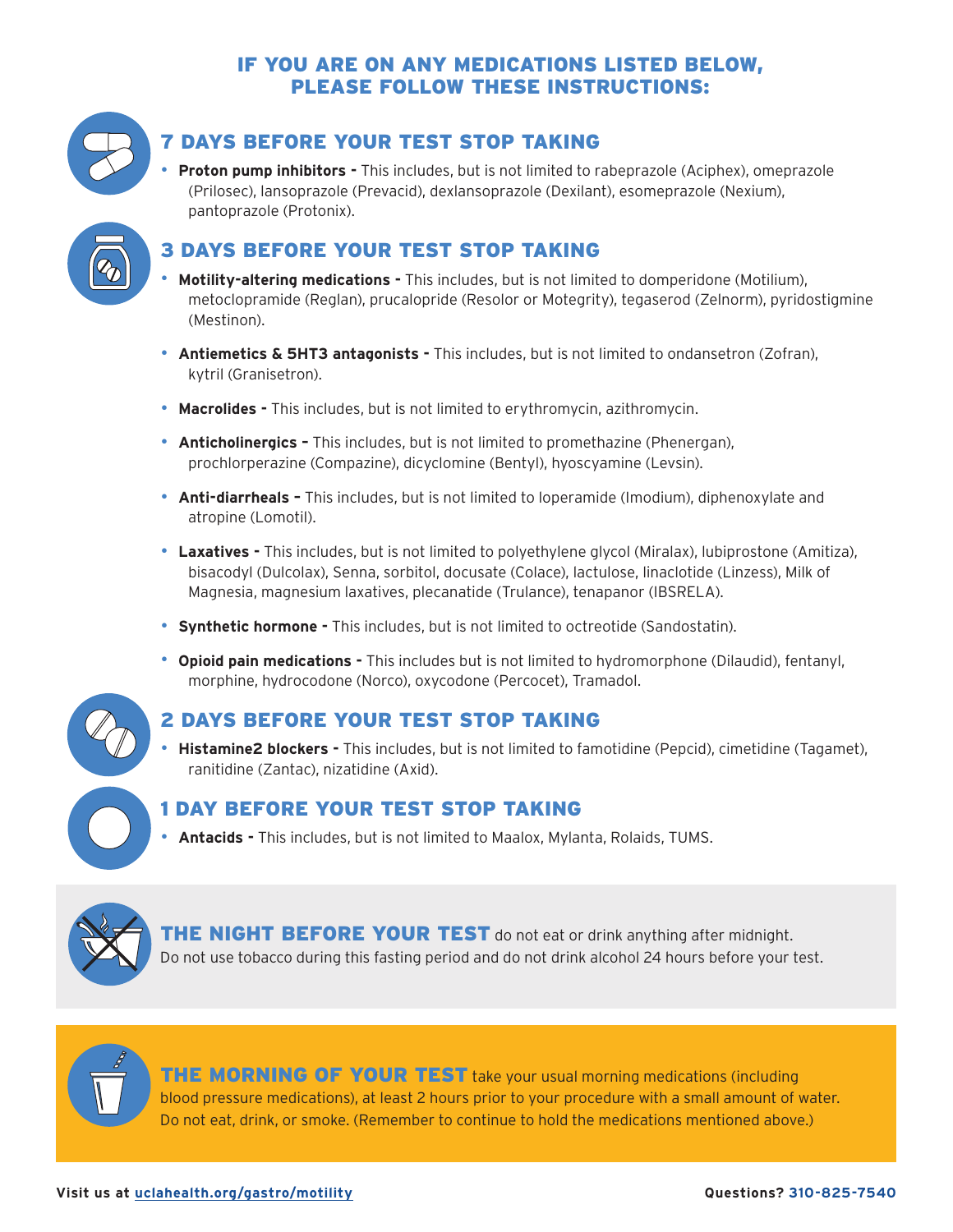# IF YOU ARE ON ANY MEDICATIONS LISTED BELOW, PLEASE FOLLOW THESE INSTRUCTIONS:

## 7 DAYS BEFORE YOUR TEST STOP TAKING

- **Proton pump inhibitors -** This includes, but is not limited to rabeprazole (Aciphex), omeprazole (Prilosec), lansoprazole (Prevacid), dexlansoprazole (Dexilant), esomeprazole (Nexium), pantoprazole (Protonix).

## 3 DAYS BEFORE YOUR TEST STOP TAKING

- **Motility-altering medications -** This includes, but is not limited to domperidone (Motilium), metoclopramide (Reglan), prucalopride (Resolor or Motegrity), tegaserod (Zelnorm), pyridostigmine (Mestinon).
- **Antiemetics & 5HT3 antagonists -** This includes, but is not limited to ondansetron (Zofran), kytril (Granisetron).
- **Macrolides -** This includes, but is not limited to erythromycin, azithromycin.
- **Anticholinergics –** This includes, but is not limited to promethazine (Phenergan), prochlorperazine (Compazine), dicyclomine (Bentyl), hyoscyamine (Levsin).
- **Anti-diarrheals –** This includes, but is not limited to loperamide (Imodium), diphenoxylate and atropine (Lomotil).
- **Laxatives -** This includes, but is not limited to polyethylene glycol (Miralax), lubiprostone (Amitiza), bisacodyl (Dulcolax), Senna, sorbitol, docusate (Colace), lactulose, linaclotide (Linzess), Milk of Magnesia, magnesium laxatives, plecanatide (Trulance), tenapanor (IBSRELA).
- **Synthetic hormone -** This includes, but is not limited to octreotide (Sandostatin).
- **Opioid pain medications -** This includes but is not limited to hydromorphone (Dilaudid), fentanyl, morphine, hydrocodone (Norco), oxycodone (Percocet), Tramadol.

## 2 DAYS BEFORE YOUR TEST STOP TAKING

- **Histamine2 blockers -** This includes, but is not limited to famotidine (Pepcid), cimetidine (Tagamet), ranitidine (Zantac), nizatidine (Axid).

## 1 DAY BEFORE YOUR TEST STOP TAKING

- **Antacids -** This includes, but is not limited to Maalox, Mylanta, Rolaids, TUMS.

**THE NIGHT BEFORE YOUR TEST** do not eat or drink anything after midnight. Do not use tobacco during this fasting period and do not drink alcohol 24 hours before your test.

**THE MORNING OF YOUR TEST** take your usual morning medications (including blood pressure medications), at least 2 hours prior to your procedure with a small amount of water. Do not eat, drink, or smoke. (Remember to continue to hold the medications mentioned above.)

Visit us at uclahealth.org/gastro/motility

Questions? 310-825-7540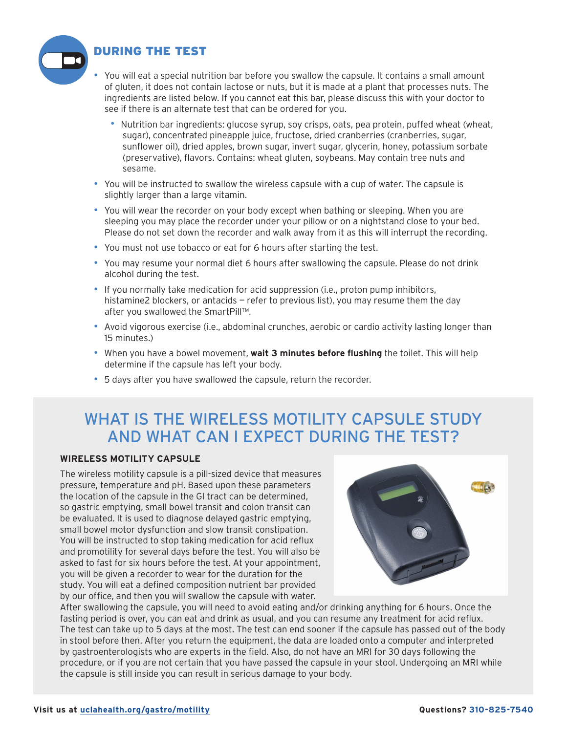## DURING THE TEST

- You will eat a special nutrition bar before you swallow the capsule. It contains a small amount of gluten, it does not contain lactose or nuts, but it is made at a plant that processes nuts. The ingredients are listed below. If you cannot eat this bar, please discuss this with your doctor to see if there is an alternate test that can be ordered for you.
  - Nutrition bar ingredients: glucose syrup, soy crisps, oats, pea protein, puffed wheat (wheat, sugar), concentrated pineapple juice, fructose, dried cranberries (cranberries, sugar, sunflower oil), dried apples, brown sugar, invert sugar, glycerin, honey, potassium sorbate (preservative), flavors. Contains: wheat gluten, soybeans. May contain tree nuts and sesame.
- You will be instructed to swallow the wireless capsule with a cup of water. The capsule is slightly larger than a large vitamin.
- You will wear the recorder on your body except when bathing or sleeping. When you are sleeping you may place the recorder under your pillow or on a nightstand close to your bed. Please do not set down the recorder and walk away from it as this will interrupt the recording.
- You must not use tobacco or eat for 6 hours after starting the test.
- You may resume your normal diet 6 hours after swallowing the capsule. Please do not drink alcohol during the test.
- If you normally take medication for acid suppression (i.e., proton pump inhibitors, histamine2 blockers, or antacids – refer to previous list), you may resume them the day after you swallowed the SmartPill™.
- Avoid vigorous exercise (i.e., abdominal crunches, aerobic or cardio activity lasting longer than 15 minutes.)
- When you have a bowel movement, **wait 3 minutes before flushing** the toilet. This will help determine if the capsule has left your body.
- 5 days after you have swallowed the capsule, return the recorder.

## WHAT IS THE WIRELESS MOTILITY CAPSULE STUDY AND WHAT CAN I EXPECT DURING THE TEST?

### WIRELESS MOTILITY CAPSULE

The wireless motility capsule is a pill-sized device that measures pressure, temperature and pH. Based upon these parameters the location of the capsule in the GI tract can be determined, so gastric emptying, small bowel transit and colon transit can be evaluated. It is used to diagnose delayed gastric emptying, small bowel motor dysfunction and slow transit constipation. You will be instructed to stop taking medication for acid reflux and promotility for several days before the test. You will also be asked to fast for six hours before the test. At your appointment, you will be given a recorder to wear for the duration for the study. You will eat a defined composition nutrient bar provided by our office, and then you will swallow the capsule with water. After swallowing the capsule, you will need to avoid eating and/or drinking anything for 6 hours. Once the fasting period is over, you can eat and drink as usual, and you can resume any treatment for acid reflux. The test can take up to 5 days at the most. The test can end sooner if the capsule has passed out of the body in stool before then. After you return the equipment, the data are loaded onto a computer and interpreted by gastroenterologists who are experts in the field. Also, do not have an MRI for 30 days following the procedure, or if you are not certain that you have passed the capsule in your stool. Undergoing an MRI while the capsule is still inside you can result in serious damage to your body.

Visit us at uclahealth.org/gastro/motility

Questions? 310-825-7540